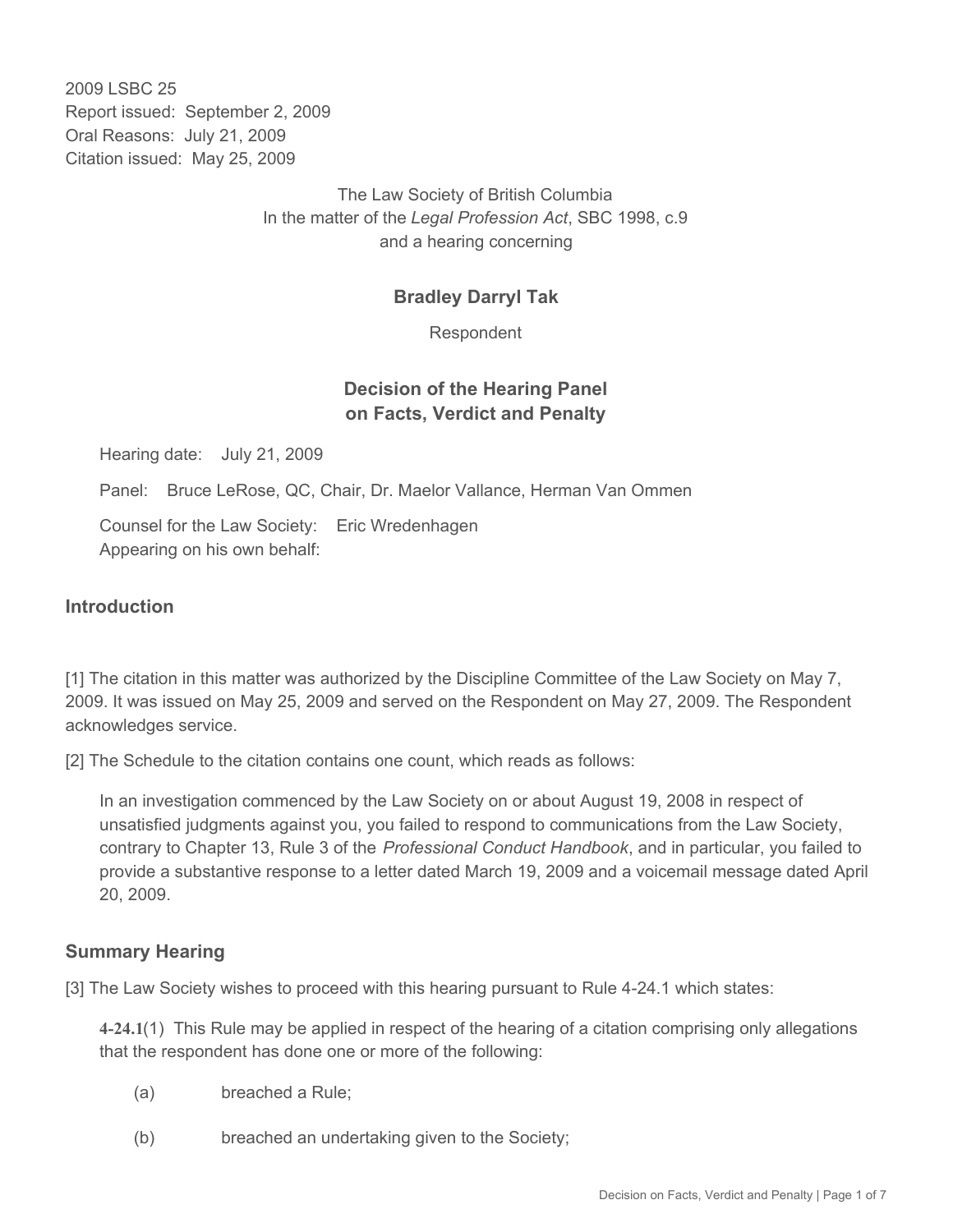2009 LSBC 25
Report issued: September 2, 2009
Oral Reasons: July 21, 2009
Citation issued: May 25, 2009

The Law Society of British Columbia
In the matter of the *Legal Profession Act*, SBC 1998, c.9
and a hearing concerning

**Bradley Darryl Tak**

Respondent

## Decision of the Hearing Panel on Facts, Verdict and Penalty

Hearing date: July 21, 2009

Panel: Bruce LeRose, QC, Chair, Dr. Maelor Vallance, Herman Van Ommen

Counsel for the Law Society: Eric Wredenhagen
Appearing on his own behalf:

### Introduction

[1] The citation in this matter was authorized by the Discipline Committee of the Law Society on May 7, 2009. It was issued on May 25, 2009 and served on the Respondent on May 27, 2009. The Respondent acknowledges service.

[2] The Schedule to the citation contains one count, which reads as follows:

> In an investigation commenced by the Law Society on or about August 19, 2008 in respect of unsatisfied judgments against you, you failed to respond to communications from the Law Society, contrary to Chapter 13, Rule 3 of the *Professional Conduct Handbook*, and in particular, you failed to provide a substantive response to a letter dated March 19, 2009 and a voicemail message dated April 20, 2009.

### Summary Hearing

[3] The Law Society wishes to proceed with this hearing pursuant to Rule 4-24.1 which states:

> **4-24.1**(1) This Rule may be applied in respect of the hearing of a citation comprising only allegations that the respondent has done one or more of the following:
>
> (a) breached a Rule;
>
> (b) breached an undertaking given to the Society;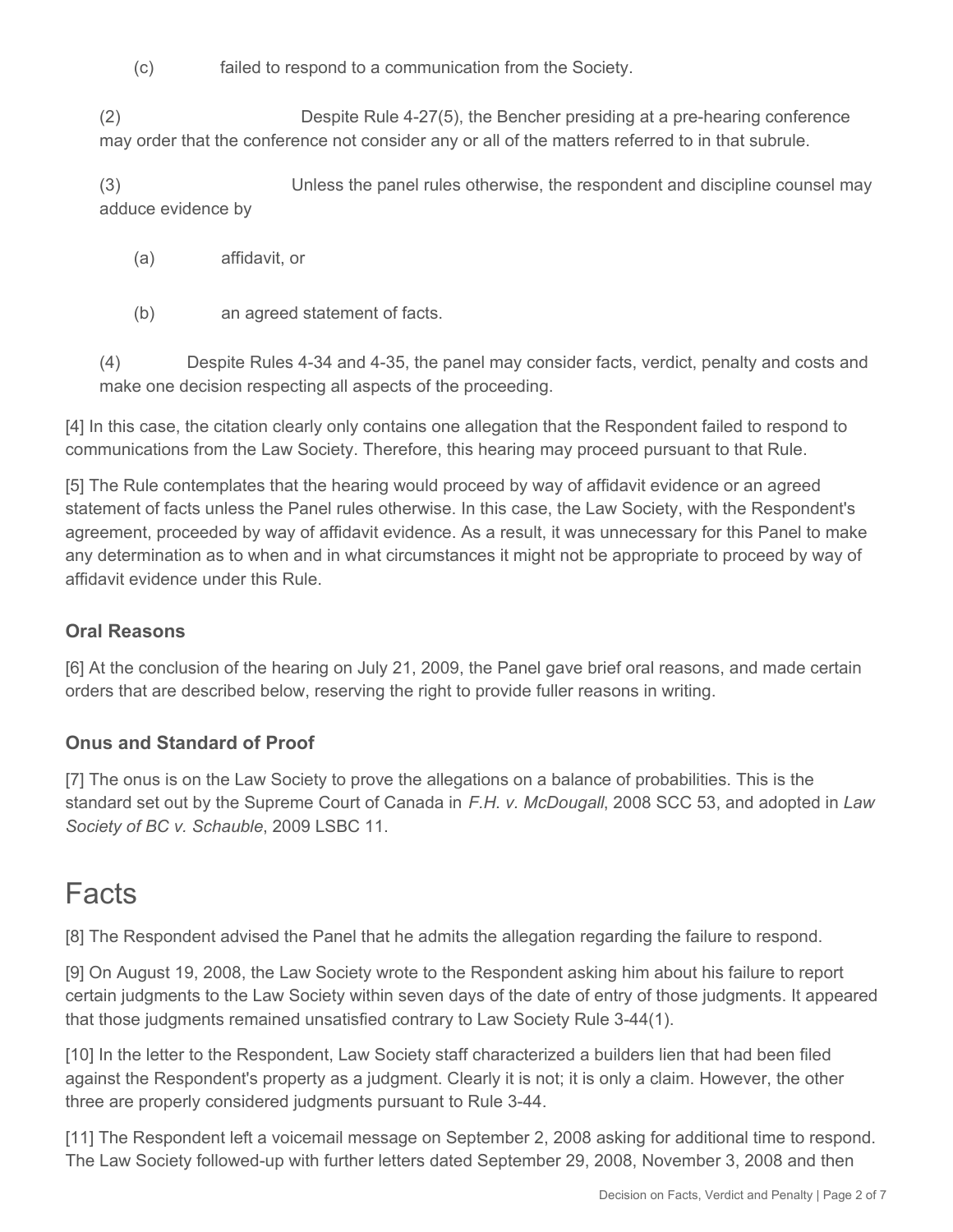(c) failed to respond to a communication from the Society.

(2) Despite Rule 4-27(5), the Bencher presiding at a pre-hearing conference may order that the conference not consider any or all of the matters referred to in that subrule.

(3) Unless the panel rules otherwise, the respondent and discipline counsel may adduce evidence by

(a) affidavit, or

(b) an agreed statement of facts.

(4) Despite Rules 4-34 and 4-35, the panel may consider facts, verdict, penalty and costs and make one decision respecting all aspects of the proceeding.

[4] In this case, the citation clearly only contains one allegation that the Respondent failed to respond to communications from the Law Society. Therefore, this hearing may proceed pursuant to that Rule.

[5] The Rule contemplates that the hearing would proceed by way of affidavit evidence or an agreed statement of facts unless the Panel rules otherwise. In this case, the Law Society, with the Respondent's agreement, proceeded by way of affidavit evidence. As a result, it was unnecessary for this Panel to make any determination as to when and in what circumstances it might not be appropriate to proceed by way of affidavit evidence under this Rule.

### Oral Reasons

[6] At the conclusion of the hearing on July 21, 2009, the Panel gave brief oral reasons, and made certain orders that are described below, reserving the right to provide fuller reasons in writing.

### Onus and Standard of Proof

[7] The onus is on the Law Society to prove the allegations on a balance of probabilities. This is the standard set out by the Supreme Court of Canada in *F.H. v. McDougall*, 2008 SCC 53, and adopted in *Law Society of BC v. Schauble*, 2009 LSBC 11.

## Facts

[8] The Respondent advised the Panel that he admits the allegation regarding the failure to respond.

[9] On August 19, 2008, the Law Society wrote to the Respondent asking him about his failure to report certain judgments to the Law Society within seven days of the date of entry of those judgments. It appeared that those judgments remained unsatisfied contrary to Law Society Rule 3-44(1).

[10] In the letter to the Respondent, Law Society staff characterized a builders lien that had been filed against the Respondent's property as a judgment. Clearly it is not; it is only a claim. However, the other three are properly considered judgments pursuant to Rule 3-44.

[11] The Respondent left a voicemail message on September 2, 2008 asking for additional time to respond. The Law Society followed-up with further letters dated September 29, 2008, November 3, 2008 and then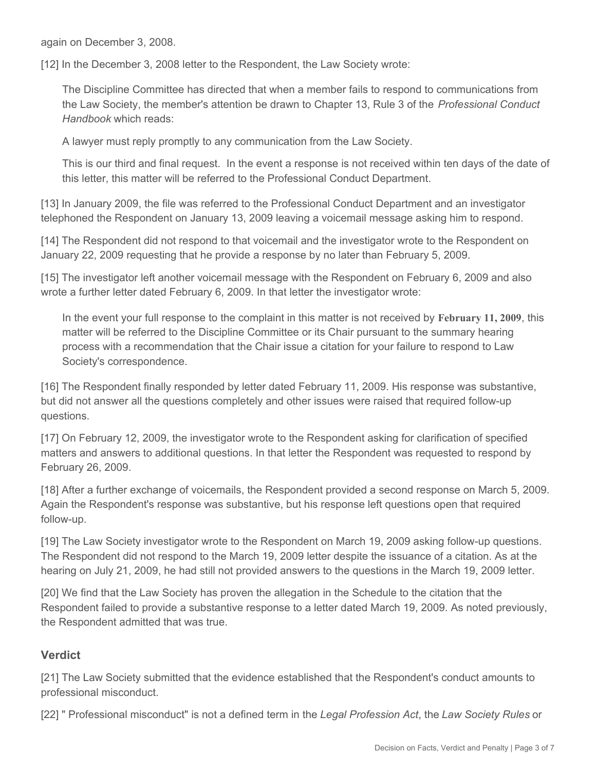again on December 3, 2008.

[12] In the December 3, 2008 letter to the Respondent, the Law Society wrote:

> The Discipline Committee has directed that when a member fails to respond to communications from the Law Society, the member's attention be drawn to Chapter 13, Rule 3 of the *Professional Conduct Handbook* which reads:
>
> A lawyer must reply promptly to any communication from the Law Society.
>
> This is our third and final request. In the event a response is not received within ten days of the date of this letter, this matter will be referred to the Professional Conduct Department.

[13] In January 2009, the file was referred to the Professional Conduct Department and an investigator telephoned the Respondent on January 13, 2009 leaving a voicemail message asking him to respond.

[14] The Respondent did not respond to that voicemail and the investigator wrote to the Respondent on January 22, 2009 requesting that he provide a response by no later than February 5, 2009.

[15] The investigator left another voicemail message with the Respondent on February 6, 2009 and also wrote a further letter dated February 6, 2009. In that letter the investigator wrote:

> In the event your full response to the complaint in this matter is not received by **February 11, 2009**, this matter will be referred to the Discipline Committee or its Chair pursuant to the summary hearing process with a recommendation that the Chair issue a citation for your failure to respond to Law Society's correspondence.

[16] The Respondent finally responded by letter dated February 11, 2009. His response was substantive, but did not answer all the questions completely and other issues were raised that required follow-up questions.

[17] On February 12, 2009, the investigator wrote to the Respondent asking for clarification of specified matters and answers to additional questions. In that letter the Respondent was requested to respond by February 26, 2009.

[18] After a further exchange of voicemails, the Respondent provided a second response on March 5, 2009. Again the Respondent's response was substantive, but his response left questions open that required follow-up.

[19] The Law Society investigator wrote to the Respondent on March 19, 2009 asking follow-up questions. The Respondent did not respond to the March 19, 2009 letter despite the issuance of a citation. As at the hearing on July 21, 2009, he had still not provided answers to the questions in the March 19, 2009 letter.

[20] We find that the Law Society has proven the allegation in the Schedule to the citation that the Respondent failed to provide a substantive response to a letter dated March 19, 2009. As noted previously, the Respondent admitted that was true.

## Verdict

[21] The Law Society submitted that the evidence established that the Respondent's conduct amounts to professional misconduct.

[22] " Professional misconduct" is not a defined term in the *Legal Profession Act*, the *Law Society Rules* or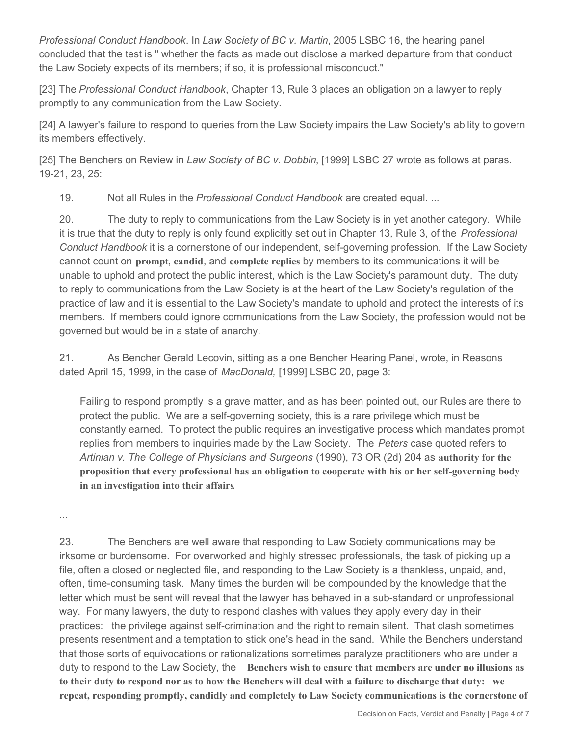*Professional Conduct Handbook*. In *Law Society of BC v. Martin*, 2005 LSBC 16, the hearing panel concluded that the test is " whether the facts as made out disclose a marked departure from that conduct the Law Society expects of its members; if so, it is professional misconduct."

[23] The *Professional Conduct Handbook*, Chapter 13, Rule 3 places an obligation on a lawyer to reply promptly to any communication from the Law Society.

[24] A lawyer's failure to respond to queries from the Law Society impairs the Law Society's ability to govern its members effectively.

[25] The Benchers on Review in *Law Society of BC v. Dobbin*, [1999] LSBC 27 wrote as follows at paras. 19-21, 23, 25:

> 19. Not all Rules in the *Professional Conduct Handbook* are created equal. ...
>
> 20. The duty to reply to communications from the Law Society is in yet another category. While it is true that the duty to reply is only found explicitly set out in Chapter 13, Rule 3, of the *Professional Conduct Handbook* it is a cornerstone of our independent, self-governing profession. If the Law Society cannot count on **prompt**, **candid**, and **complete replies** by members to its communications it will be unable to uphold and protect the public interest, which is the Law Society's paramount duty. The duty to reply to communications from the Law Society is at the heart of the Law Society's regulation of the practice of law and it is essential to the Law Society's mandate to uphold and protect the interests of its members. If members could ignore communications from the Law Society, the profession would not be governed but would be in a state of anarchy.
>
> 21. As Bencher Gerald Lecovin, sitting as a one Bencher Hearing Panel, wrote, in Reasons dated April 15, 1999, in the case of *MacDonald,* [1999] LSBC 20, page 3:
>
> > Failing to respond promptly is a grave matter, and as has been pointed out, our Rules are there to protect the public. We are a self-governing society, this is a rare privilege which must be constantly earned. To protect the public requires an investigative process which mandates prompt replies from members to inquiries made by the Law Society. The *Peters* case quoted refers to *Artinian v. The College of Physicians and Surgeons* (1990), 73 OR (2d) 204 as **authority for the proposition that every professional has an obligation to cooperate with his or her self-governing body in an investigation into their affairs**.
>
> ...
>
> 23. The Benchers are well aware that responding to Law Society communications may be irksome or burdensome. For overworked and highly stressed professionals, the task of picking up a file, often a closed or neglected file, and responding to the Law Society is a thankless, unpaid, and, often, time-consuming task. Many times the burden will be compounded by the knowledge that the letter which must be sent will reveal that the lawyer has behaved in a sub-standard or unprofessional way. For many lawyers, the duty to respond clashes with values they apply every day in their practices: the privilege against self-crimination and the right to remain silent. That clash sometimes presents resentment and a temptation to stick one's head in the sand. While the Benchers understand that those sorts of equivocations or rationalizations sometimes paralyze practitioners who are under a duty to respond to the Law Society, the **Benchers wish to ensure that members are under no illusions as to their duty to respond nor as to how the Benchers will deal with a failure to discharge that duty: we repeat, responding promptly, candidly and completely to Law Society communications is the cornerstone of**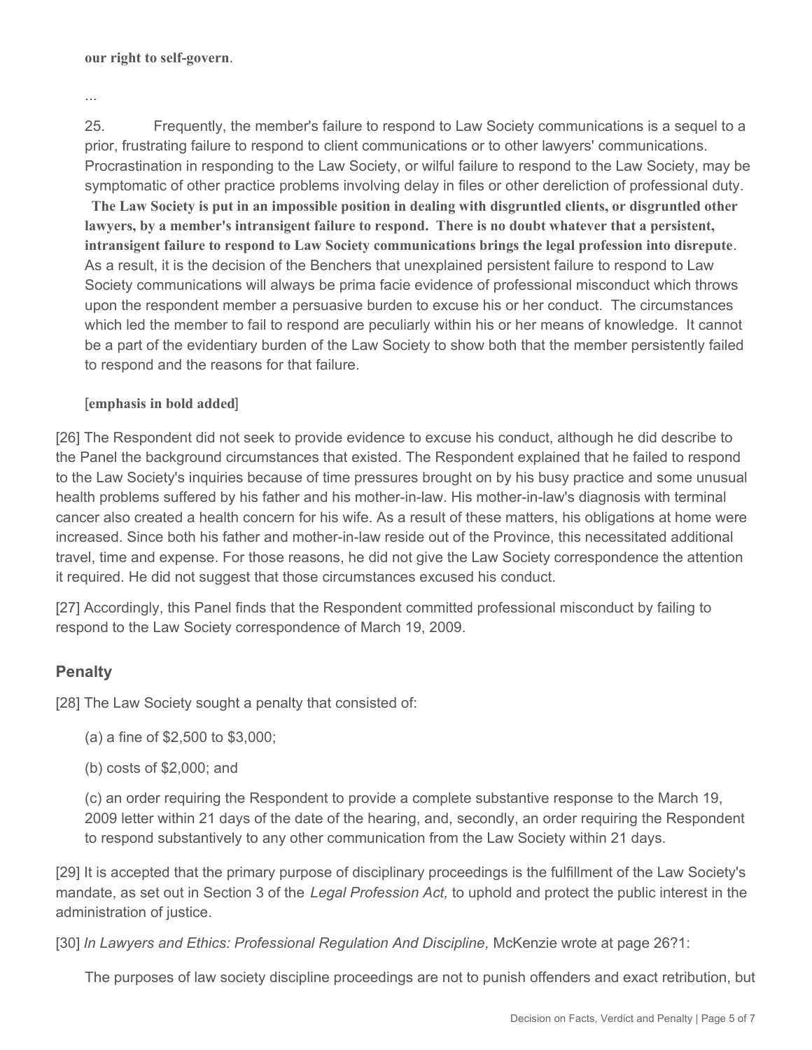**our right to self-govern**.

...

25. Frequently, the member's failure to respond to Law Society communications is a sequel to a prior, frustrating failure to respond to client communications or to other lawyers' communications. Procrastination in responding to the Law Society, or wilful failure to respond to the Law Society, may be symptomatic of other practice problems involving delay in files or other dereliction of professional duty. **The Law Society is put in an impossible position in dealing with disgruntled clients, or disgruntled other lawyers, by a member's intransigent failure to respond. There is no doubt whatever that a persistent, intransigent failure to respond to Law Society communications brings the legal profession into disrepute**. As a result, it is the decision of the Benchers that unexplained persistent failure to respond to Law Society communications will always be prima facie evidence of professional misconduct which throws upon the respondent member a persuasive burden to excuse his or her conduct. The circumstances which led the member to fail to respond are peculiarly within his or her means of knowledge. It cannot be a part of the evidentiary burden of the Law Society to show both that the member persistently failed to respond and the reasons for that failure.

[**emphasis in bold added**]

[26] The Respondent did not seek to provide evidence to excuse his conduct, although he did describe to the Panel the background circumstances that existed. The Respondent explained that he failed to respond to the Law Society's inquiries because of time pressures brought on by his busy practice and some unusual health problems suffered by his father and his mother-in-law. His mother-in-law's diagnosis with terminal cancer also created a health concern for his wife. As a result of these matters, his obligations at home were increased. Since both his father and mother-in-law reside out of the Province, this necessitated additional travel, time and expense. For those reasons, he did not give the Law Society correspondence the attention it required. He did not suggest that those circumstances excused his conduct.

[27] Accordingly, this Panel finds that the Respondent committed professional misconduct by failing to respond to the Law Society correspondence of March 19, 2009.

## Penalty

[28] The Law Society sought a penalty that consisted of:

(a) a fine of $2,500 to $3,000;

(b) costs of $2,000; and

(c) an order requiring the Respondent to provide a complete substantive response to the March 19, 2009 letter within 21 days of the date of the hearing, and, secondly, an order requiring the Respondent to respond substantively to any other communication from the Law Society within 21 days.

[29] It is accepted that the primary purpose of disciplinary proceedings is the fulfillment of the Law Society's mandate, as set out in Section 3 of the *Legal Profession Act,* to uphold and protect the public interest in the administration of justice.

[30] *In Lawyers and Ethics: Professional Regulation And Discipline,* McKenzie wrote at page 26?1:

The purposes of law society discipline proceedings are not to punish offenders and exact retribution, but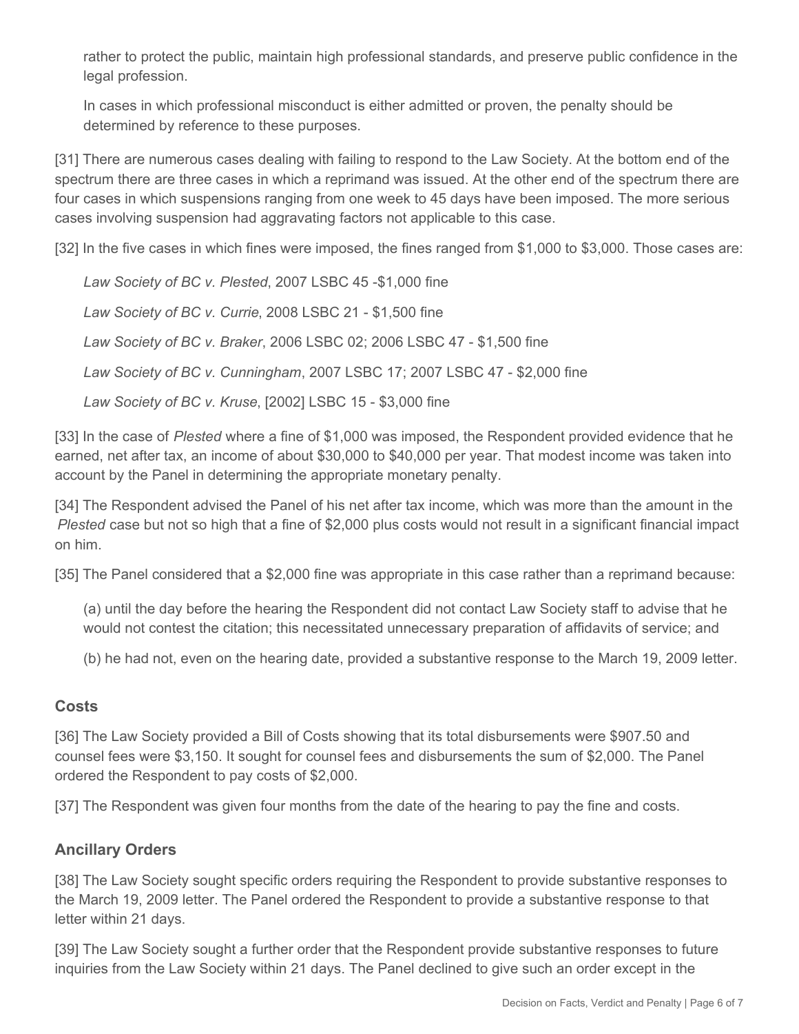rather to protect the public, maintain high professional standards, and preserve public confidence in the legal profession.

In cases in which professional misconduct is either admitted or proven, the penalty should be determined by reference to these purposes.

[31] There are numerous cases dealing with failing to respond to the Law Society. At the bottom end of the spectrum there are three cases in which a reprimand was issued. At the other end of the spectrum there are four cases in which suspensions ranging from one week to 45 days have been imposed. The more serious cases involving suspension had aggravating factors not applicable to this case.

[32] In the five cases in which fines were imposed, the fines ranged from $1,000 to $3,000. Those cases are:

*Law Society of BC v. Plested*, 2007 LSBC 45 -$1,000 fine

*Law Society of BC v. Currie*, 2008 LSBC 21 - $1,500 fine

*Law Society of BC v. Braker*, 2006 LSBC 02; 2006 LSBC 47 - $1,500 fine

*Law Society of BC v. Cunningham*, 2007 LSBC 17; 2007 LSBC 47 - $2,000 fine

*Law Society of BC v. Kruse*, [2002] LSBC 15 - $3,000 fine

[33] In the case of *Plested* where a fine of $1,000 was imposed, the Respondent provided evidence that he earned, net after tax, an income of about $30,000 to $40,000 per year. That modest income was taken into account by the Panel in determining the appropriate monetary penalty.

[34] The Respondent advised the Panel of his net after tax income, which was more than the amount in the *Plested* case but not so high that a fine of $2,000 plus costs would not result in a significant financial impact on him.

[35] The Panel considered that a $2,000 fine was appropriate in this case rather than a reprimand because:

(a) until the day before the hearing the Respondent did not contact Law Society staff to advise that he would not contest the citation; this necessitated unnecessary preparation of affidavits of service; and

(b) he had not, even on the hearing date, provided a substantive response to the March 19, 2009 letter.

## Costs

[36] The Law Society provided a Bill of Costs showing that its total disbursements were $907.50 and counsel fees were $3,150. It sought for counsel fees and disbursements the sum of $2,000. The Panel ordered the Respondent to pay costs of $2,000.

[37] The Respondent was given four months from the date of the hearing to pay the fine and costs.

## Ancillary Orders

[38] The Law Society sought specific orders requiring the Respondent to provide substantive responses to the March 19, 2009 letter. The Panel ordered the Respondent to provide a substantive response to that letter within 21 days.

[39] The Law Society sought a further order that the Respondent provide substantive responses to future inquiries from the Law Society within 21 days. The Panel declined to give such an order except in the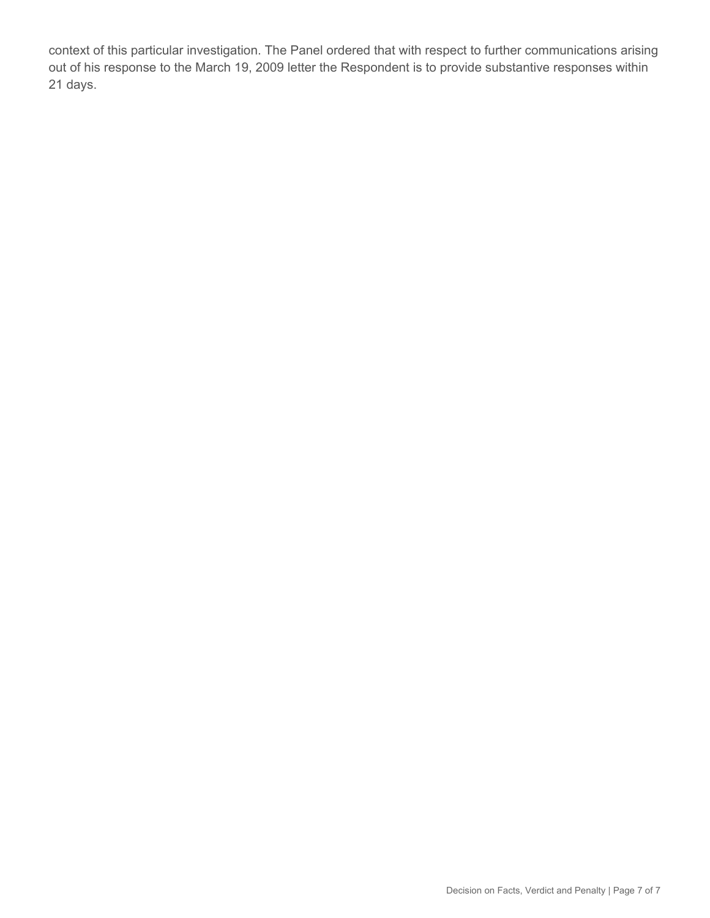context of this particular investigation. The Panel ordered that with respect to further communications arising out of his response to the March 19, 2009 letter the Respondent is to provide substantive responses within 21 days.